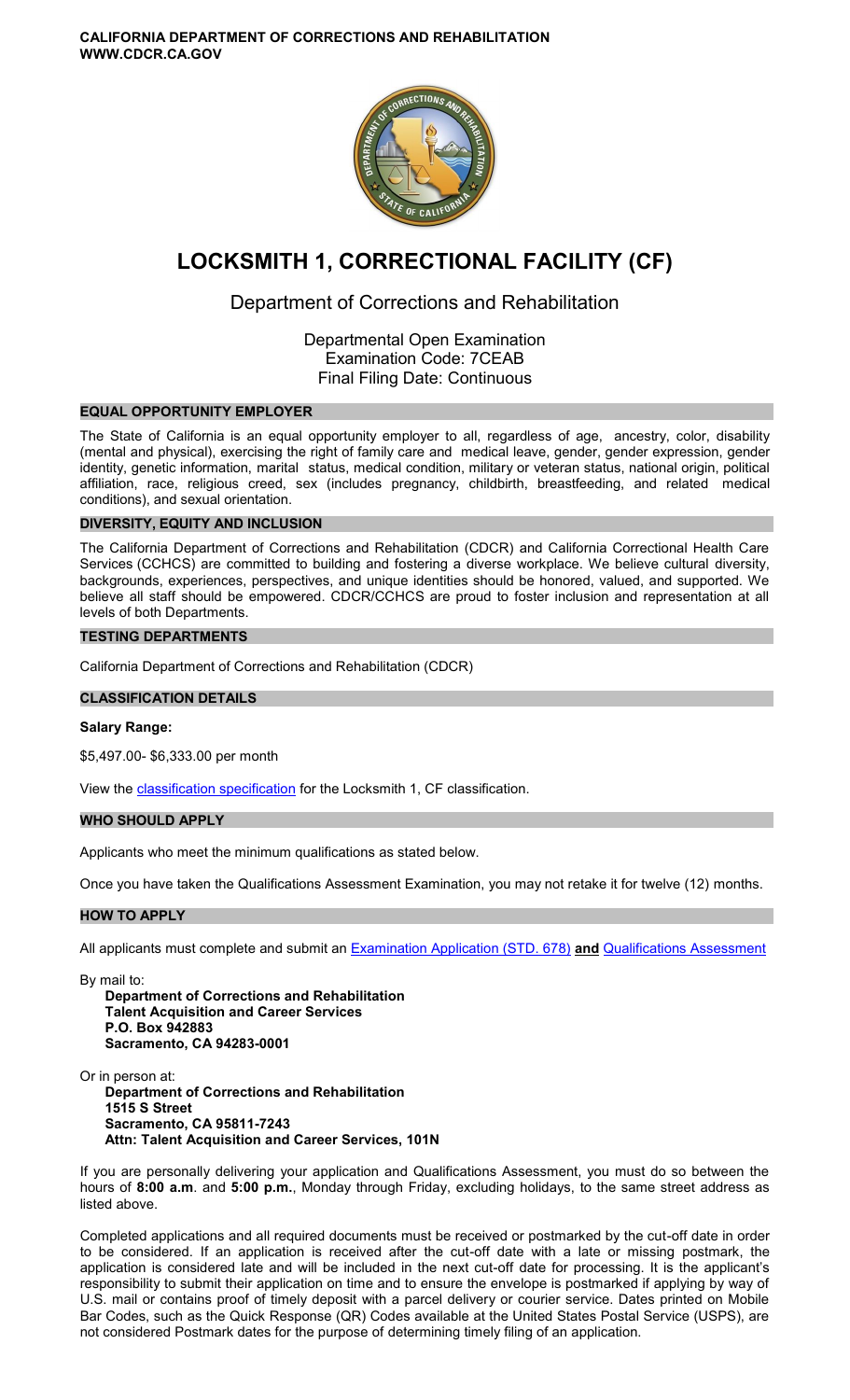**CALIFORNIA DEPARTMENT OF CORRECTIONS AND REHABILITATION**
**WWW.CDCR.CA.GOV**

# LOCKSMITH 1, CORRECTIONAL FACILITY (CF)

## Department of Corrections and Rehabilitation

Departmental Open Examination
Examination Code: 7CEAB
Final Filing Date: Continuous

### EQUAL OPPORTUNITY EMPLOYER

The State of California is an equal opportunity employer to all, regardless of age, ancestry, color, disability (mental and physical), exercising the right of family care and medical leave, gender, gender expression, gender identity, genetic information, marital status, medical condition, military or veteran status, national origin, political affiliation, race, religious creed, sex (includes pregnancy, childbirth, breastfeeding, and related medical conditions), and sexual orientation.

### DIVERSITY, EQUITY AND INCLUSION

The California Department of Corrections and Rehabilitation (CDCR) and California Correctional Health Care Services (CCHCS) are committed to building and fostering a diverse workplace. We believe cultural diversity, backgrounds, experiences, perspectives, and unique identities should be honored, valued, and supported. We believe all staff should be empowered. CDCR/CCHCS are proud to foster inclusion and representation at all levels of both Departments.

### TESTING DEPARTMENTS

California Department of Corrections and Rehabilitation (CDCR)

### CLASSIFICATION DETAILS

**Salary Range:**

$5,497.00- $6,333.00 per month

View the classification specification for the Locksmith 1, CF classification.

### WHO SHOULD APPLY

Applicants who meet the minimum qualifications as stated below.

Once you have taken the Qualifications Assessment Examination, you may not retake it for twelve (12) months.

### HOW TO APPLY

All applicants must complete and submit an Examination Application (STD. 678) **and** Qualifications Assessment

By mail to:
**Department of Corrections and Rehabilitation**
**Talent Acquisition and Career Services**
**P.O. Box 942883**
**Sacramento, CA 94283-0001**

Or in person at:
**Department of Corrections and Rehabilitation**
**1515 S Street**
**Sacramento, CA 95811-7243**
**Attn: Talent Acquisition and Career Services, 101N**

If you are personally delivering your application and Qualifications Assessment, you must do so between the hours of **8:00 a.m**. and **5:00 p.m.**, Monday through Friday, excluding holidays, to the same street address as listed above.

Completed applications and all required documents must be received or postmarked by the cut-off date in order to be considered. If an application is received after the cut-off date with a late or missing postmark, the application is considered late and will be included in the next cut-off date for processing. It is the applicant's responsibility to submit their application on time and to ensure the envelope is postmarked if applying by way of U.S. mail or contains proof of timely deposit with a parcel delivery or courier service. Dates printed on Mobile Bar Codes, such as the Quick Response (QR) Codes available at the United States Postal Service (USPS), are not considered Postmark dates for the purpose of determining timely filing of an application.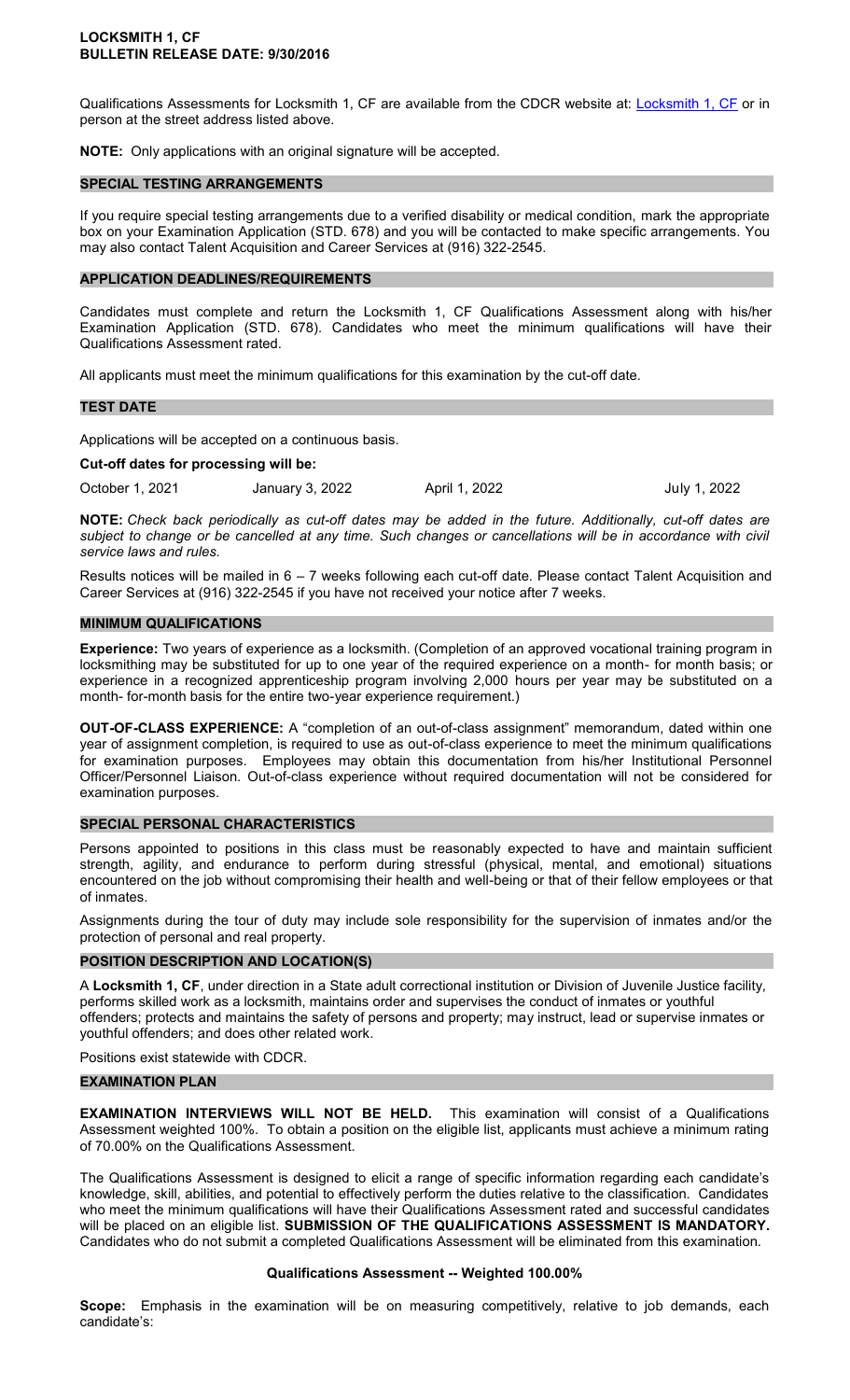**LOCKSMITH 1, CF**
**BULLETIN RELEASE DATE: 9/30/2016**

Qualifications Assessments for Locksmith 1, CF are available from the CDCR website at: Locksmith 1, CF or in person at the street address listed above.

**NOTE:** Only applications with an original signature will be accepted.

## SPECIAL TESTING ARRANGEMENTS

If you require special testing arrangements due to a verified disability or medical condition, mark the appropriate box on your Examination Application (STD. 678) and you will be contacted to make specific arrangements. You may also contact Talent Acquisition and Career Services at (916) 322-2545.

## APPLICATION DEADLINES/REQUIREMENTS

Candidates must complete and return the Locksmith 1, CF Qualifications Assessment along with his/her Examination Application (STD. 678). Candidates who meet the minimum qualifications will have their Qualifications Assessment rated.

All applicants must meet the minimum qualifications for this examination by the cut-off date.

## TEST DATE

Applications will be accepted on a continuous basis.

**Cut-off dates for processing will be:**

| October 1, 2021 | January 3, 2022 | April 1, 2022 | July 1, 2022 |
|---|---|---|---|

**NOTE:** *Check back periodically as cut-off dates may be added in the future. Additionally, cut-off dates are subject to change or be cancelled at any time. Such changes or cancellations will be in accordance with civil service laws and rules.*

Results notices will be mailed in 6 – 7 weeks following each cut-off date. Please contact Talent Acquisition and Career Services at (916) 322-2545 if you have not received your notice after 7 weeks.

## MINIMUM QUALIFICATIONS

**Experience:** Two years of experience as a locksmith. (Completion of an approved vocational training program in locksmithing may be substituted for up to one year of the required experience on a month- for month basis; or experience in a recognized apprenticeship program involving 2,000 hours per year may be substituted on a month- for-month basis for the entire two-year experience requirement.)

**OUT-OF-CLASS EXPERIENCE:** A "completion of an out-of-class assignment" memorandum, dated within one year of assignment completion, is required to use as out-of-class experience to meet the minimum qualifications for examination purposes. Employees may obtain this documentation from his/her Institutional Personnel Officer/Personnel Liaison. Out-of-class experience without required documentation will not be considered for examination purposes.

## SPECIAL PERSONAL CHARACTERISTICS

Persons appointed to positions in this class must be reasonably expected to have and maintain sufficient strength, agility, and endurance to perform during stressful (physical, mental, and emotional) situations encountered on the job without compromising their health and well-being or that of their fellow employees or that of inmates.

Assignments during the tour of duty may include sole responsibility for the supervision of inmates and/or the protection of personal and real property.

## POSITION DESCRIPTION AND LOCATION(S)

A **Locksmith 1, CF**, under direction in a State adult correctional institution or Division of Juvenile Justice facility, performs skilled work as a locksmith, maintains order and supervises the conduct of inmates or youthful offenders; protects and maintains the safety of persons and property; may instruct, lead or supervise inmates or youthful offenders; and does other related work.

Positions exist statewide with CDCR.

## EXAMINATION PLAN

**EXAMINATION INTERVIEWS WILL NOT BE HELD.** This examination will consist of a Qualifications Assessment weighted 100%. To obtain a position on the eligible list, applicants must achieve a minimum rating of 70.00% on the Qualifications Assessment.

The Qualifications Assessment is designed to elicit a range of specific information regarding each candidate's knowledge, skill, abilities, and potential to effectively perform the duties relative to the classification. Candidates who meet the minimum qualifications will have their Qualifications Assessment rated and successful candidates will be placed on an eligible list. **SUBMISSION OF THE QUALIFICATIONS ASSESSMENT IS MANDATORY.** Candidates who do not submit a completed Qualifications Assessment will be eliminated from this examination.

**Qualifications Assessment -- Weighted 100.00%**

**Scope:** Emphasis in the examination will be on measuring competitively, relative to job demands, each candidate's: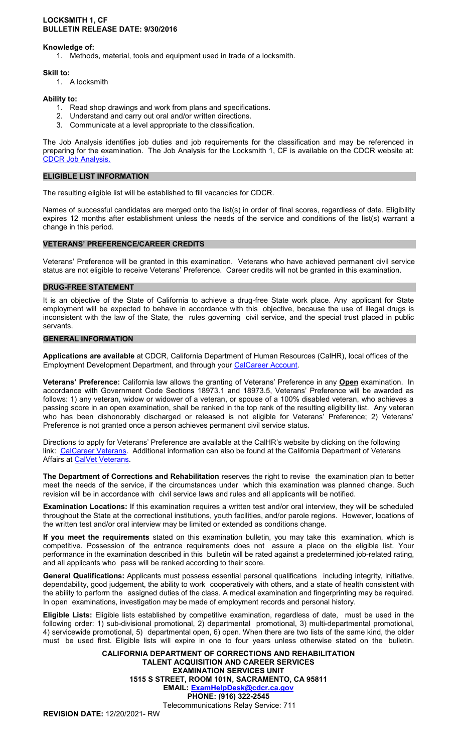**LOCKSMITH 1, CF**
**BULLETIN RELEASE DATE: 9/30/2016**

**Knowledge of:**

1. Methods, material, tools and equipment used in trade of a locksmith.

**Skill to:**

1. A locksmith

**Ability to:**

1. Read shop drawings and work from plans and specifications.
2. Understand and carry out oral and/or written directions.
3. Communicate at a level appropriate to the classification.

The Job Analysis identifies job duties and job requirements for the classification and may be referenced in preparing for the examination. The Job Analysis for the Locksmith 1, CF is available on the CDCR website at: CDCR Job Analysis.

## ELIGIBLE LIST INFORMATION

The resulting eligible list will be established to fill vacancies for CDCR.

Names of successful candidates are merged onto the list(s) in order of final scores, regardless of date. Eligibility expires 12 months after establishment unless the needs of the service and conditions of the list(s) warrant a change in this period.

## VETERANS' PREFERENCE/CAREER CREDITS

Veterans' Preference will be granted in this examination. Veterans who have achieved permanent civil service status are not eligible to receive Veterans' Preference. Career credits will not be granted in this examination.

## DRUG-FREE STATEMENT

It is an objective of the State of California to achieve a drug-free State work place. Any applicant for State employment will be expected to behave in accordance with this objective, because the use of illegal drugs is inconsistent with the law of the State, the rules governing civil service, and the special trust placed in public servants.

## GENERAL INFORMATION

**Applications are available** at CDCR, California Department of Human Resources (CalHR), local offices of the Employment Development Department, and through your CalCareer Account.

**Veterans' Preference:** California law allows the granting of Veterans' Preference in any **Open** examination. In accordance with Government Code Sections 18973.1 and 18973.5, Veterans' Preference will be awarded as follows: 1) any veteran, widow or widower of a veteran, or spouse of a 100% disabled veteran, who achieves a passing score in an open examination, shall be ranked in the top rank of the resulting eligibility list. Any veteran who has been dishonorably discharged or released is not eligible for Veterans' Preference; 2) Veterans' Preference is not granted once a person achieves permanent civil service status.

Directions to apply for Veterans' Preference are available at the CalHR's website by clicking on the following link: CalCareer Veterans. Additional information can also be found at the California Department of Veterans Affairs at CalVet Veterans.

**The Department of Corrections and Rehabilitation** reserves the right to revise the examination plan to better meet the needs of the service, if the circumstances under which this examination was planned change. Such revision will be in accordance with civil service laws and rules and all applicants will be notified.

**Examination Locations:** If this examination requires a written test and/or oral interview, they will be scheduled throughout the State at the correctional institutions, youth facilities, and/or parole regions. However, locations of the written test and/or oral interview may be limited or extended as conditions change.

**If you meet the requirements** stated on this examination bulletin, you may take this examination, which is competitive. Possession of the entrance requirements does not assure a place on the eligible list. Your performance in the examination described in this bulletin will be rated against a predetermined job-related rating, and all applicants who pass will be ranked according to their score.

**General Qualifications:** Applicants must possess essential personal qualifications including integrity, initiative, dependability, good judgement, the ability to work cooperatively with others, and a state of health consistent with the ability to perform the assigned duties of the class. A medical examination and fingerprinting may be required. In open examinations, investigation may be made of employment records and personal history.

**Eligible Lists:** Eligible lists established by competitive examination, regardless of date, must be used in the following order: 1) sub-divisional promotional, 2) departmental promotional, 3) multi-departmental promotional, 4) servicewide promotional, 5) departmental open, 6) open. When there are two lists of the same kind, the older must be used first. Eligible lists will expire in one to four years unless otherwise stated on the bulletin.

**CALIFORNIA DEPARTMENT OF CORRECTIONS AND REHABILITATION**
**TALENT ACQUISITION AND CAREER SERVICES**
**EXAMINATION SERVICES UNIT**
**1515 S STREET, ROOM 101N, SACRAMENTO, CA 95811**
**EMAIL: ExamHelpDesk@cdcr.ca.gov**
**PHONE: (916) 322-2545**
Telecommunications Relay Service: 711

**REVISION DATE:** 12/20/2021- RW